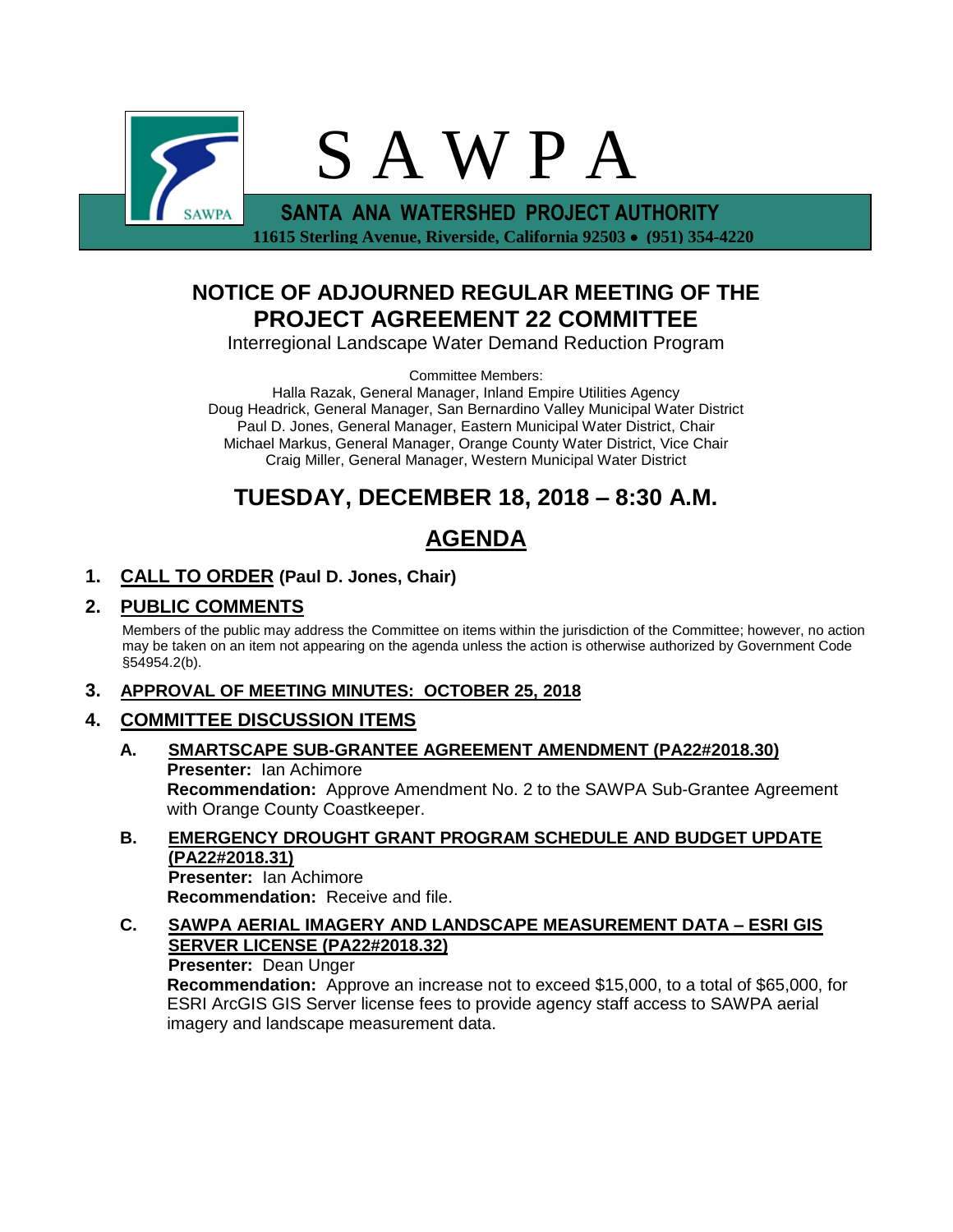# S A W P A

**SANTA ANA WATERSHED PROJECT AUTHORITY**

**11615 Sterling Avenue, Riverside, California 92503 • (951) 354-4220**

## NOTICE OF ADJOURNED REGULAR MEETING OF THE PROJECT AGREEMENT 22 COMMITTEE

Interregional Landscape Water Demand Reduction Program

Committee Members:
Halla Razak, General Manager, Inland Empire Utilities Agency
Doug Headrick, General Manager, San Bernardino Valley Municipal Water District
Paul D. Jones, General Manager, Eastern Municipal Water District, Chair
Michael Markus, General Manager, Orange County Water District, Vice Chair
Craig Miller, General Manager, Western Municipal Water District

## TUESDAY, DECEMBER 18, 2018 – 8:30 A.M.

## AGENDA

**1. CALL TO ORDER (Paul D. Jones, Chair)**

**2. PUBLIC COMMENTS**

Members of the public may address the Committee on items within the jurisdiction of the Committee; however, no action may be taken on an item not appearing on the agenda unless the action is otherwise authorized by Government Code §54954.2(b).

**3. APPROVAL OF MEETING MINUTES: OCTOBER 25, 2018**

**4. COMMITTEE DISCUSSION ITEMS**

**A. SMARTSCAPE SUB-GRANTEE AGREEMENT AMENDMENT (PA22#2018.30)**
**Presenter:** Ian Achimore
**Recommendation:** Approve Amendment No. 2 to the SAWPA Sub-Grantee Agreement with Orange County Coastkeeper.

**B. EMERGENCY DROUGHT GRANT PROGRAM SCHEDULE AND BUDGET UPDATE (PA22#2018.31)**
**Presenter:** Ian Achimore
**Recommendation:** Receive and file.

**C. SAWPA AERIAL IMAGERY AND LANDSCAPE MEASUREMENT DATA – ESRI GIS SERVER LICENSE (PA22#2018.32)**
**Presenter:** Dean Unger
**Recommendation:** Approve an increase not to exceed $15,000, to a total of $65,000, for ESRI ArcGIS GIS Server license fees to provide agency staff access to SAWPA aerial imagery and landscape measurement data.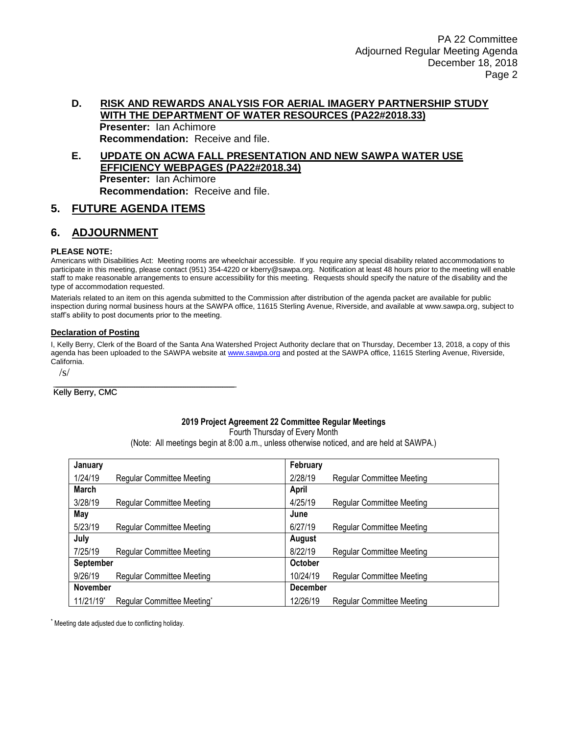**D. RISK AND REWARDS ANALYSIS FOR AERIAL IMAGERY PARTNERSHIP STUDY WITH THE DEPARTMENT OF WATER RESOURCES (PA22#2018.33)**

**Presenter:** Ian Achimore

**Recommendation:** Receive and file.

**E. UPDATE ON ACWA FALL PRESENTATION AND NEW SAWPA WATER USE EFFICIENCY WEBPAGES (PA22#2018.34)**

**Presenter:** Ian Achimore

**Recommendation:** Receive and file.

## 5. FUTURE AGENDA ITEMS

## 6. ADJOURNMENT

**PLEASE NOTE:**

Americans with Disabilities Act: Meeting rooms are wheelchair accessible. If you require any special disability related accommodations to participate in this meeting, please contact (951) 354-4220 or kberry@sawpa.org. Notification at least 48 hours prior to the meeting will enable staff to make reasonable arrangements to ensure accessibility for this meeting. Requests should specify the nature of the disability and the type of accommodation requested.

Materials related to an item on this agenda submitted to the Commission after distribution of the agenda packet are available for public inspection during normal business hours at the SAWPA office, 11615 Sterling Avenue, Riverside, and available at www.sawpa.org, subject to staff's ability to post documents prior to the meeting.

**Declaration of Posting**

I, Kelly Berry, Clerk of the Board of the Santa Ana Watershed Project Authority declare that on Thursday, December 13, 2018, a copy of this agenda has been uploaded to the SAWPA website at www.sawpa.org and posted at the SAWPA office, 11615 Sterling Avenue, Riverside, California.

/s/

Kelly Berry, CMC

**2019 Project Agreement 22 Committee Regular Meetings**

Fourth Thursday of Every Month

(Note: All meetings begin at 8:00 a.m., unless otherwise noticed, and are held at SAWPA.)

| | | | |
|---|---|---|---|
| **January** | | **February** | |
| 1/24/19 | Regular Committee Meeting | 2/28/19 | Regular Committee Meeting |
| **March** | | **April** | |
| 3/28/19 | Regular Committee Meeting | 4/25/19 | Regular Committee Meeting |
| **May** | | **June** | |
| 5/23/19 | Regular Committee Meeting | 6/27/19 | Regular Committee Meeting |
| **July** | | **August** | |
| 7/25/19 | Regular Committee Meeting | 8/22/19 | Regular Committee Meeting |
| **September** | | **October** | |
| 9/26/19 | Regular Committee Meeting | 10/24/19 | Regular Committee Meeting |
| **November** | | **December** | |
| 11/21/19* | Regular Committee Meeting* | 12/26/19 | Regular Committee Meeting |

* Meeting date adjusted due to conflicting holiday.